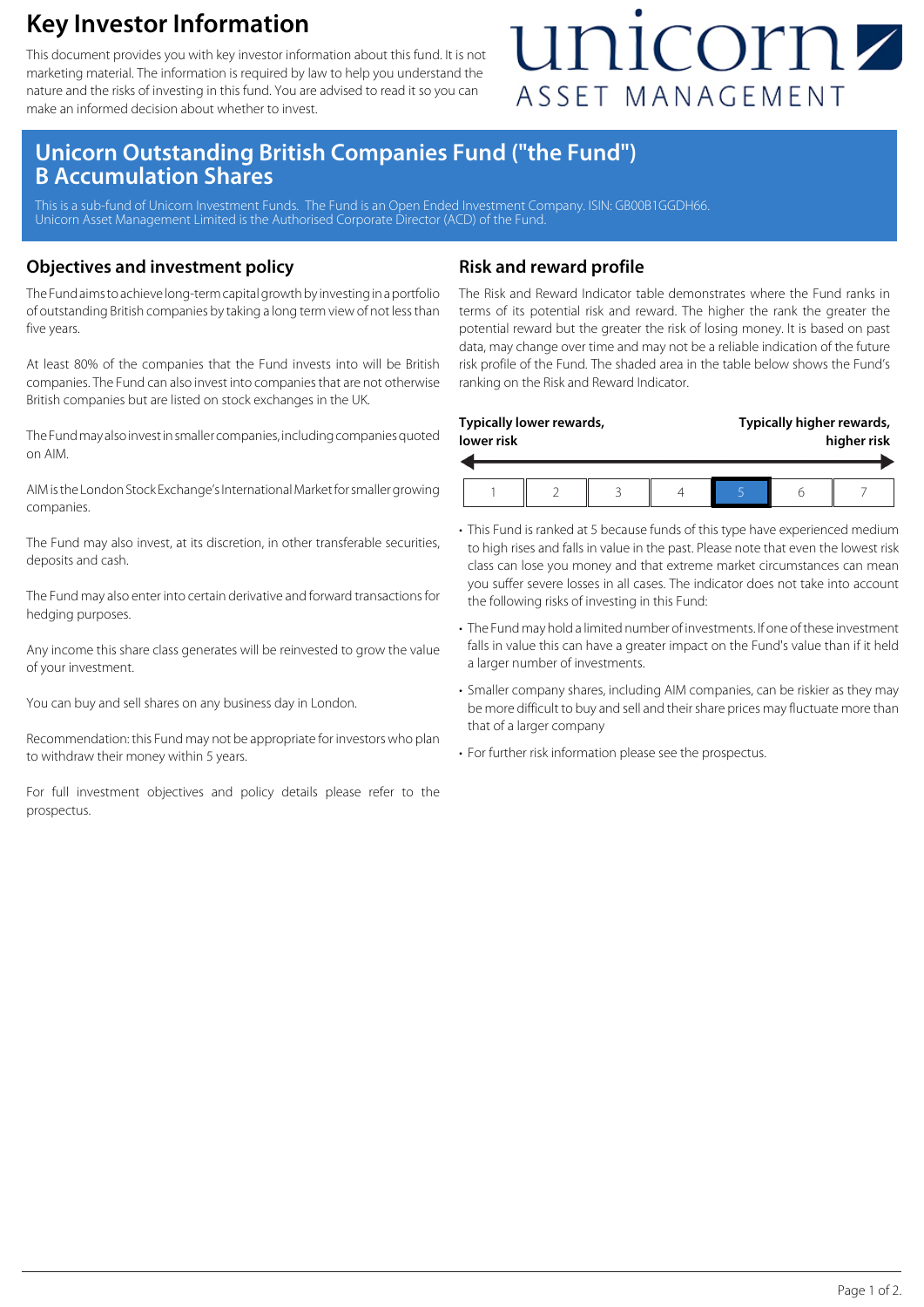# Key Investor Information

This document provides you with key investor information about this fund. It is not marketing material. The information is required by law to help you understand the nature and the risks of investing in this fund. You are advised to read it so you can make an informed decision about whether to invest.

unicorn ASSET MANAGEMENT

## Unicorn Outstanding British Companies Fund ("the Fund") B Accumulation Shares

This is a sub-fund of Unicorn Investment Funds. The Fund is an Open Ended Investment Company. ISIN: GB00B1GGDH66.
Unicorn Asset Management Limited is the Authorised Corporate Director (ACD) of the Fund.

## Objectives and investment policy

The Fund aims to achieve long-term capital growth by investing in a portfolio of outstanding British companies by taking a long term view of not less than five years.

At least 80% of the companies that the Fund invests into will be British companies. The Fund can also invest into companies that are not otherwise British companies but are listed on stock exchanges in the UK.

The Fund may also invest in smaller companies, including companies quoted on AIM.

AIM is the London Stock Exchange's International Market for smaller growing companies.

The Fund may also invest, at its discretion, in other transferable securities, deposits and cash.

The Fund may also enter into certain derivative and forward transactions for hedging purposes.

Any income this share class generates will be reinvested to grow the value of your investment.

You can buy and sell shares on any business day in London.

Recommendation: this Fund may not be appropriate for investors who plan to withdraw their money within 5 years.

For full investment objectives and policy details please refer to the prospectus.

## Risk and reward profile

The Risk and Reward Indicator table demonstrates where the Fund ranks in terms of its potential risk and reward. The higher the rank the greater the potential reward but the greater the risk of losing money. It is based on past data, may change over time and may not be a reliable indication of the future risk profile of the Fund. The shaded area in the table below shows the Fund's ranking on the Risk and Reward Indicator.

**Typically lower rewards, lower risk** → **Typically higher rewards, higher risk**

| 1 | 2 | 3 | 4 | **5** | 6 | 7 |
|---|---|---|---|---|---|---|

- This Fund is ranked at 5 because funds of this type have experienced medium to high rises and falls in value in the past. Please note that even the lowest risk class can lose you money and that extreme market circumstances can mean you suffer severe losses in all cases. The indicator does not take into account the following risks of investing in this Fund:
- The Fund may hold a limited number of investments. If one of these investment falls in value this can have a greater impact on the Fund's value than if it held a larger number of investments.
- Smaller company shares, including AIM companies, can be riskier as they may be more difficult to buy and sell and their share prices may fluctuate more than that of a larger company
- For further risk information please see the prospectus.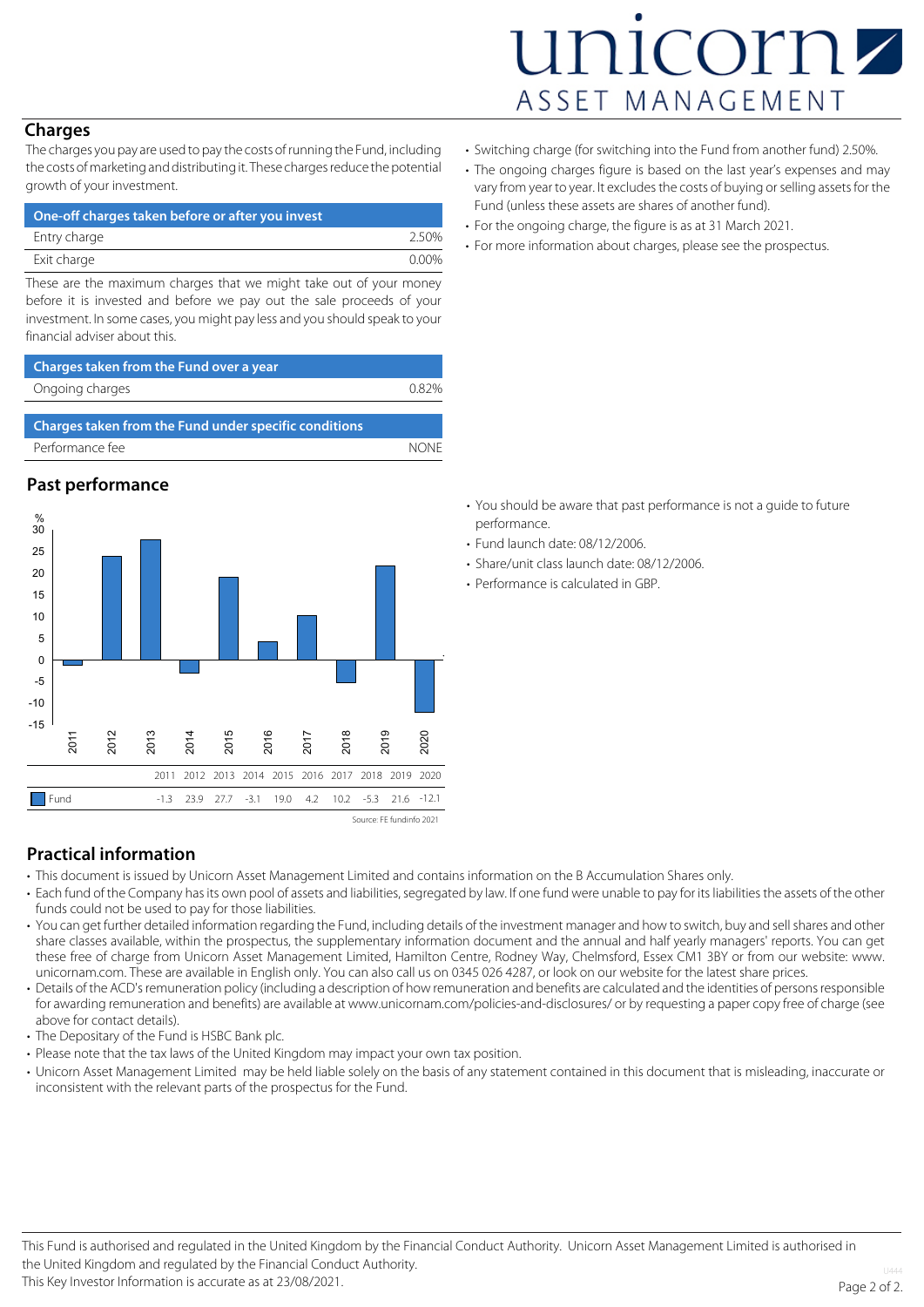## Charges

The charges you pay are used to pay the costs of running the Fund, including the costs of marketing and distributing it. These charges reduce the potential growth of your investment.

| One-off charges taken before or after you invest | |
|---|---|
| Entry charge | 2.50% |
| Exit charge | 0.00% |

These are the maximum charges that we might take out of your money before it is invested and before we pay out the sale proceeds of your investment. In some cases, you might pay less and you should speak to your financial adviser about this.

| Charges taken from the Fund over a year | |
|---|---|
| Ongoing charges | 0.82% |

| Charges taken from the Fund under specific conditions | |
|---|---|
| Performance fee | NONE |

- Switching charge (for switching into the Fund from another fund) 2.50%.
- The ongoing charges figure is based on the last year's expenses and may vary from year to year. It excludes the costs of buying or selling assets for the Fund (unless these assets are shares of another fund).
- For the ongoing charge, the figure is as at 31 March 2021.
- For more information about charges, please see the prospectus.

## Past performance

%
30
25
20
15
10
5
0
-5
-10
-15

2011 2012 2013 2014 2015 2016 2017 2018 2019 2020

2011 2012 2013 2014 2015 2016 2017 2018 2019 2020

Fund -1.3 23.9 27.7 -3.1 19.0 4.2 10.2 -5.3 21.6 -12.1

Source: FE fundinfo 2021

- You should be aware that past performance is not a guide to future performance.
- Fund launch date: 08/12/2006.
- Share/unit class launch date: 08/12/2006.
- Performance is calculated in GBP.

## Practical information

- This document is issued by Unicorn Asset Management Limited and contains information on the B Accumulation Shares only.
- Each fund of the Company has its own pool of assets and liabilities, segregated by law. If one fund were unable to pay for its liabilities the assets of the other funds could not be used to pay for those liabilities.
- You can get further detailed information regarding the Fund, including details of the investment manager and how to switch, buy and sell shares and other share classes available, within the prospectus, the supplementary information document and the annual and half yearly managers' reports. You can get these free of charge from Unicorn Asset Management Limited, Hamilton Centre, Rodney Way, Chelmsford, Essex CM1 3BY or from our website: www.unicornam.com. These are available in English only. You can also call us on 0345 026 4287, or look on our website for the latest share prices.
- Details of the ACD's remuneration policy (including a description of how remuneration and benefits are calculated and the identities of persons responsible for awarding remuneration and benefits) are available at www.unicornam.com/policies-and-disclosures/ or by requesting a paper copy free of charge (see above for contact details).
- The Depositary of the Fund is HSBC Bank plc.
- Please note that the tax laws of the United Kingdom may impact your own tax position.
- Unicorn Asset Management Limited may be held liable solely on the basis of any statement contained in this document that is misleading, inaccurate or inconsistent with the relevant parts of the prospectus for the Fund.

This Fund is authorised and regulated in the United Kingdom by the Financial Conduct Authority. Unicorn Asset Management Limited is authorised in the United Kingdom and regulated by the Financial Conduct Authority.
This Key Investor Information is accurate as at 23/08/2021.